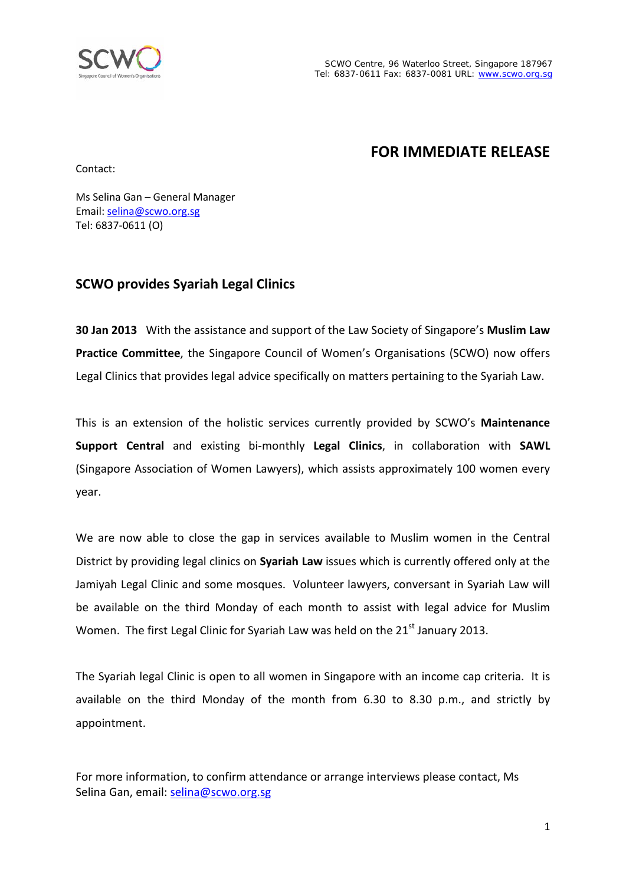SCWO

Singapore Council of Women's Organisations

SCWO Centre, 96 Waterloo Street, Singapore 187967
Tel: 6837-0611 Fax: 6837-0081 URL: www.scwo.org.sg

**FOR IMMEDIATE RELEASE**

Contact:

Ms Selina Gan – General Manager
Email: selina@scwo.org.sg
Tel: 6837-0611 (O)

## SCWO provides Syariah Legal Clinics

**30 Jan 2013** With the assistance and support of the Law Society of Singapore's **Muslim Law Practice Committee**, the Singapore Council of Women's Organisations (SCWO) now offers Legal Clinics that provides legal advice specifically on matters pertaining to the Syariah Law.

This is an extension of the holistic services currently provided by SCWO's **Maintenance Support Central** and existing bi-monthly **Legal Clinics**, in collaboration with **SAWL** (Singapore Association of Women Lawyers), which assists approximately 100 women every year.

We are now able to close the gap in services available to Muslim women in the Central District by providing legal clinics on **Syariah Law** issues which is currently offered only at the Jamiyah Legal Clinic and some mosques. Volunteer lawyers, conversant in Syariah Law will be available on the third Monday of each month to assist with legal advice for Muslim Women. The first Legal Clinic for Syariah Law was held on the 21st January 2013.

The Syariah legal Clinic is open to all women in Singapore with an income cap criteria. It is available on the third Monday of the month from 6.30 to 8.30 p.m., and strictly by appointment.

For more information, to confirm attendance or arrange interviews please contact, Ms Selina Gan, email: selina@scwo.org.sg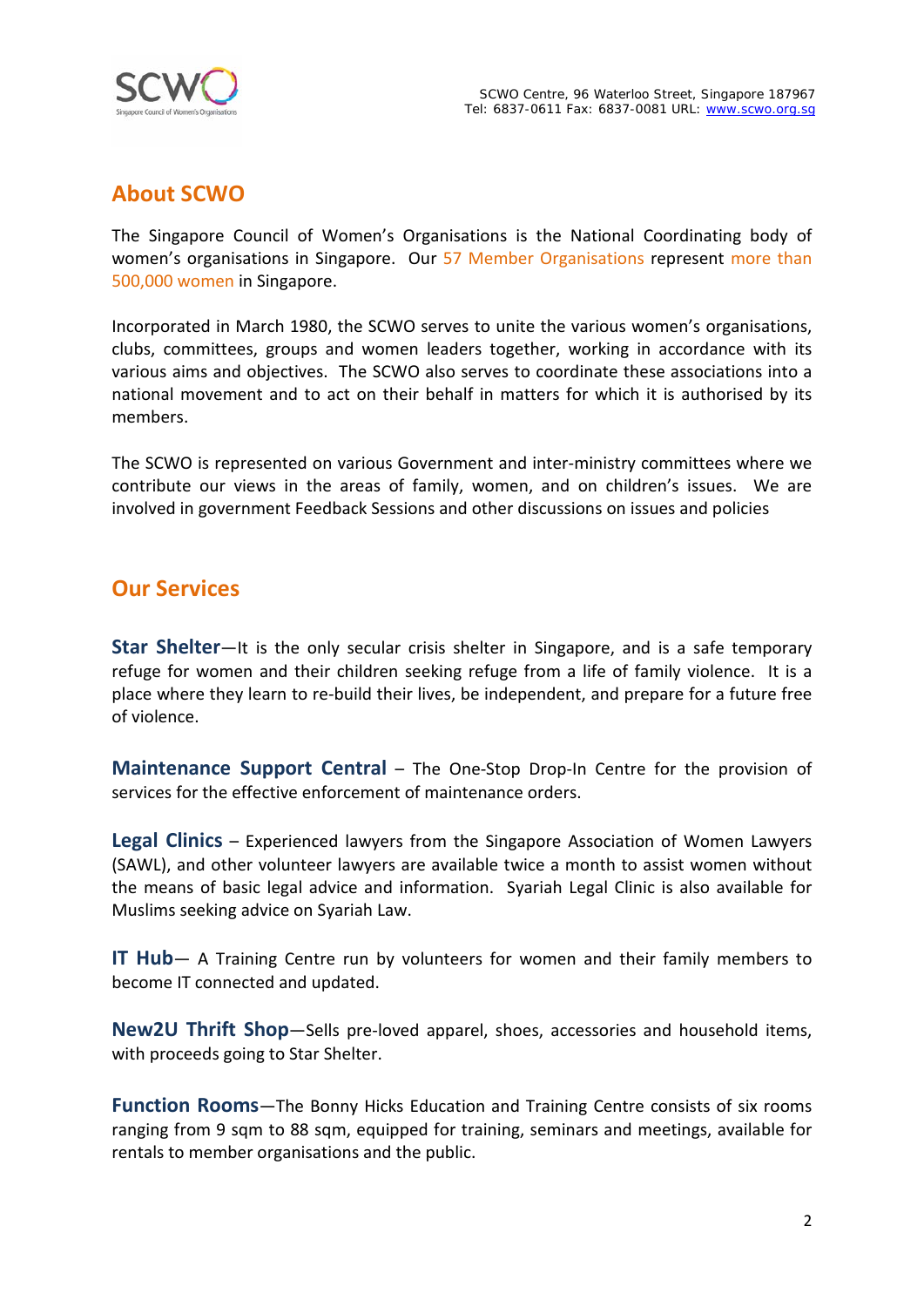SCWO Centre, 96 Waterloo Street, Singapore 187967
Tel: 6837-0611 Fax: 6837-0081 URL: www.scwo.org.sg

## About SCWO

The Singapore Council of Women's Organisations is the National Coordinating body of women's organisations in Singapore. Our 57 Member Organisations represent more than 500,000 women in Singapore.

Incorporated in March 1980, the SCWO serves to unite the various women's organisations, clubs, committees, groups and women leaders together, working in accordance with its various aims and objectives. The SCWO also serves to coordinate these associations into a national movement and to act on their behalf in matters for which it is authorised by its members.

The SCWO is represented on various Government and inter-ministry committees where we contribute our views in the areas of family, women, and on children's issues. We are involved in government Feedback Sessions and other discussions on issues and policies

## Our Services

**Star Shelter**—It is the only secular crisis shelter in Singapore, and is a safe temporary refuge for women and their children seeking refuge from a life of family violence. It is a place where they learn to re-build their lives, be independent, and prepare for a future free of violence.

**Maintenance Support Central** – The One-Stop Drop-In Centre for the provision of services for the effective enforcement of maintenance orders.

**Legal Clinics** – Experienced lawyers from the Singapore Association of Women Lawyers (SAWL), and other volunteer lawyers are available twice a month to assist women without the means of basic legal advice and information. Syariah Legal Clinic is also available for Muslims seeking advice on Syariah Law.

**IT Hub**— A Training Centre run by volunteers for women and their family members to become IT connected and updated.

**New2U Thrift Shop**—Sells pre-loved apparel, shoes, accessories and household items, with proceeds going to Star Shelter.

**Function Rooms**—The Bonny Hicks Education and Training Centre consists of six rooms ranging from 9 sqm to 88 sqm, equipped for training, seminars and meetings, available for rentals to member organisations and the public.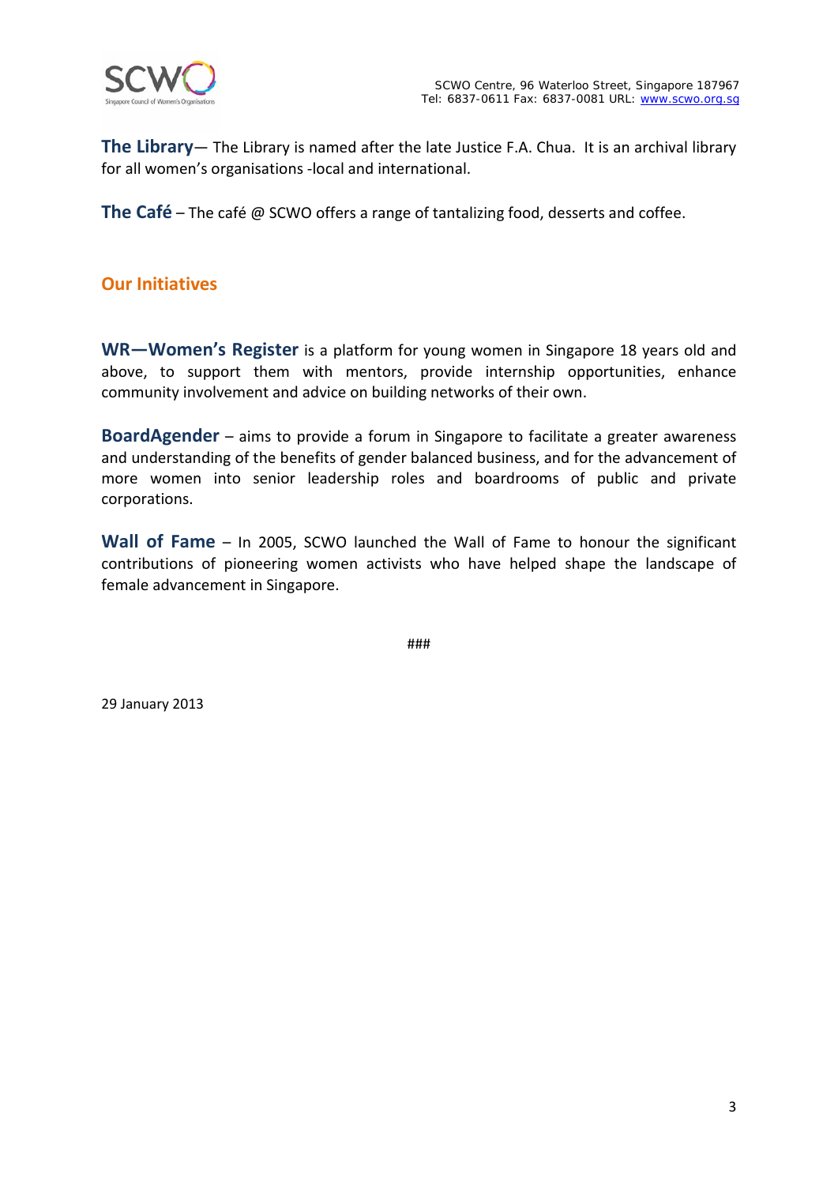**The Library**— The Library is named after the late Justice F.A. Chua. It is an archival library for all women's organisations -local and international.

**The Café** – The café @ SCWO offers a range of tantalizing food, desserts and coffee.

## Our Initiatives

**WR—Women's Register** is a platform for young women in Singapore 18 years old and above, to support them with mentors, provide internship opportunities, enhance community involvement and advice on building networks of their own.

**BoardAgender** – aims to provide a forum in Singapore to facilitate a greater awareness and understanding of the benefits of gender balanced business, and for the advancement of more women into senior leadership roles and boardrooms of public and private corporations.

**Wall of Fame** – In 2005, SCWO launched the Wall of Fame to honour the significant contributions of pioneering women activists who have helped shape the landscape of female advancement in Singapore.

###

29 January 2013